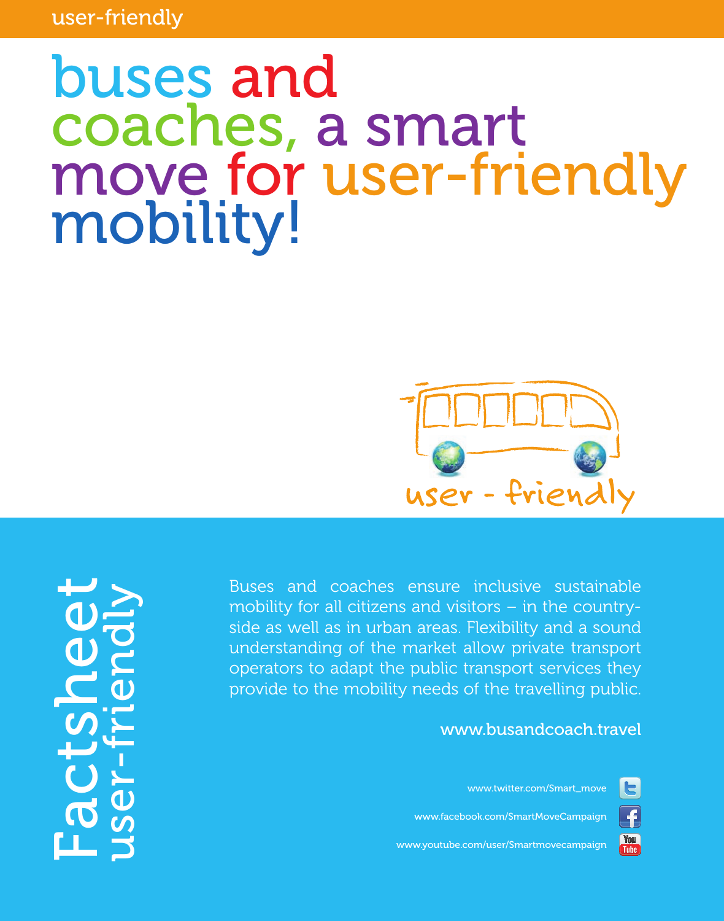# buses and coaches, a smart move for user-friendly mobility!

user - friendly

# Factsheet
## user-friendly

Buses and coaches ensure inclusive sustainable mobility for all citizens and visitors – in the country-side as well as in urban areas. Flexibility and a sound understanding of the market allow private transport operators to adapt the public transport services they provide to the mobility needs of the travelling public.

www.busandcoach.travel

www.twitter.com/Smart_move

www.facebook.com/SmartMoveCampaign

www.youtube.com/user/Smartmovecampaign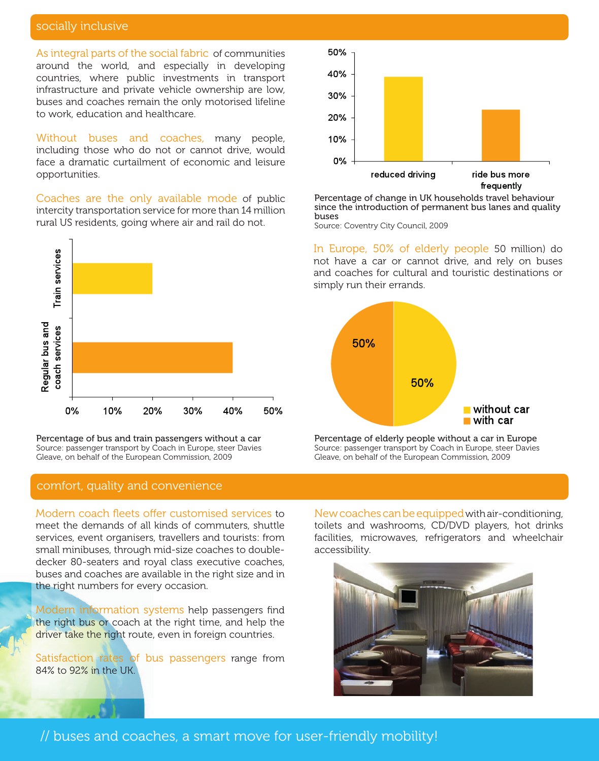## socially inclusive

As integral parts of the social fabric of communities around the world, and especially in developing countries, where public investments in transport infrastructure and private vehicle ownership are low, buses and coaches remain the only motorised lifeline to work, education and healthcare.

Without buses and coaches, many people, including those who do not or cannot drive, would face a dramatic curtailment of economic and leisure opportunities.

Coaches are the only available mode of public intercity transportation service for more than 14 million rural US residents, going where air and rail do not.

Train services
Regular bus and coach services
0% 10% 20% 30% 40% 50%

Percentage of bus and train passengers without a car
Source: passenger transport by Coach in Europe, steer Davies Gleave, on behalf of the European Commission, 2009

50%
40%
30%
20%
10%
0%
reduced driving
ride bus more frequently

Percentage of change in UK households travel behaviour since the introduction of permanent bus lanes and quality buses
Source: Coventry City Council, 2009

In Europe, 50% of elderly people 50 million) do not have a car or cannot drive, and rely on buses and coaches for cultural and touristic destinations or simply run their errands.

50%
50%
without car
with car

Percentage of elderly people without a car in Europe
Source: passenger transport by Coach in Europe, steer Davies Gleave, on behalf of the European Commission, 2009

## comfort, quality and convenience

Modern coach fleets offer customised services to meet the demands of all kinds of commuters, shuttle services, event organisers, travellers and tourists: from small minibuses, through mid-size coaches to double-decker 80-seaters and royal class executive coaches, buses and coaches are available in the right size and in the right numbers for every occasion.

Modern information systems help passengers find the right bus or coach at the right time, and help the driver take the right route, even in foreign countries.

Satisfaction rates of bus passengers range from 84% to 92% in the UK.

New coaches can be equipped with air-conditioning, toilets and washrooms, CD/DVD players, hot drinks facilities, microwaves, refrigerators and wheelchair accessibility.

// buses and coaches, a smart move for user-friendly mobility!